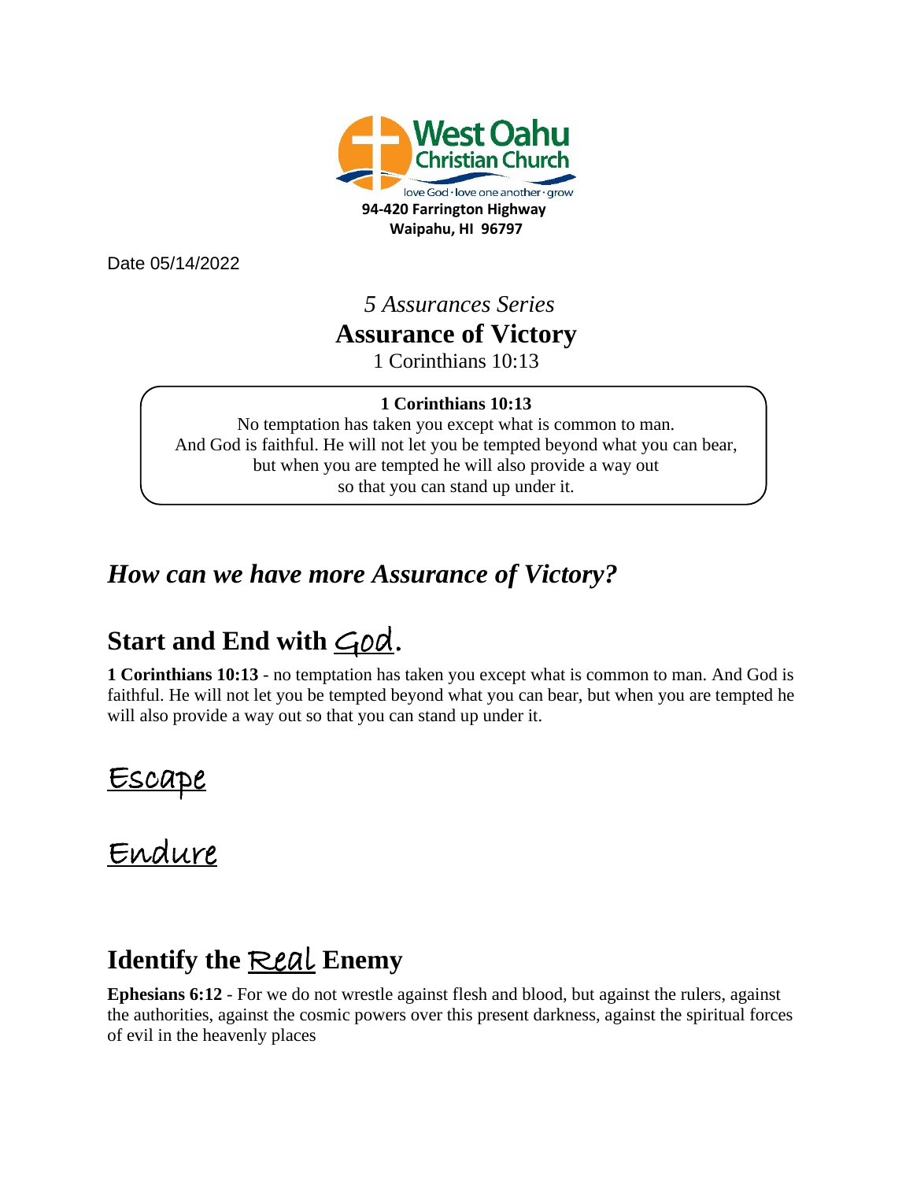West Oahu Christian Church

love God · love one another · grow

**94-420 Farrington Highway**
**Waipahu, HI 96797**

Date 05/14/2022

*5 Assurances Series*

# Assurance of Victory

1 Corinthians 10:13

> **1 Corinthians 10:13**
> No temptation has taken you except what is common to man.
> And God is faithful. He will not let you be tempted beyond what you can bear,
> but when you are tempted he will also provide a way out
> so that you can stand up under it.

## *How can we have more Assurance of Victory?*

## Start and End with God.

**1 Corinthians 10:13** - no temptation has taken you except what is common to man. And God is faithful. He will not let you be tempted beyond what you can bear, but when you are tempted he will also provide a way out so that you can stand up under it.

## Escape

## Endure

## Identify the Real Enemy

**Ephesians 6:12** - For we do not wrestle against flesh and blood, but against the rulers, against the authorities, against the cosmic powers over this present darkness, against the spiritual forces of evil in the heavenly places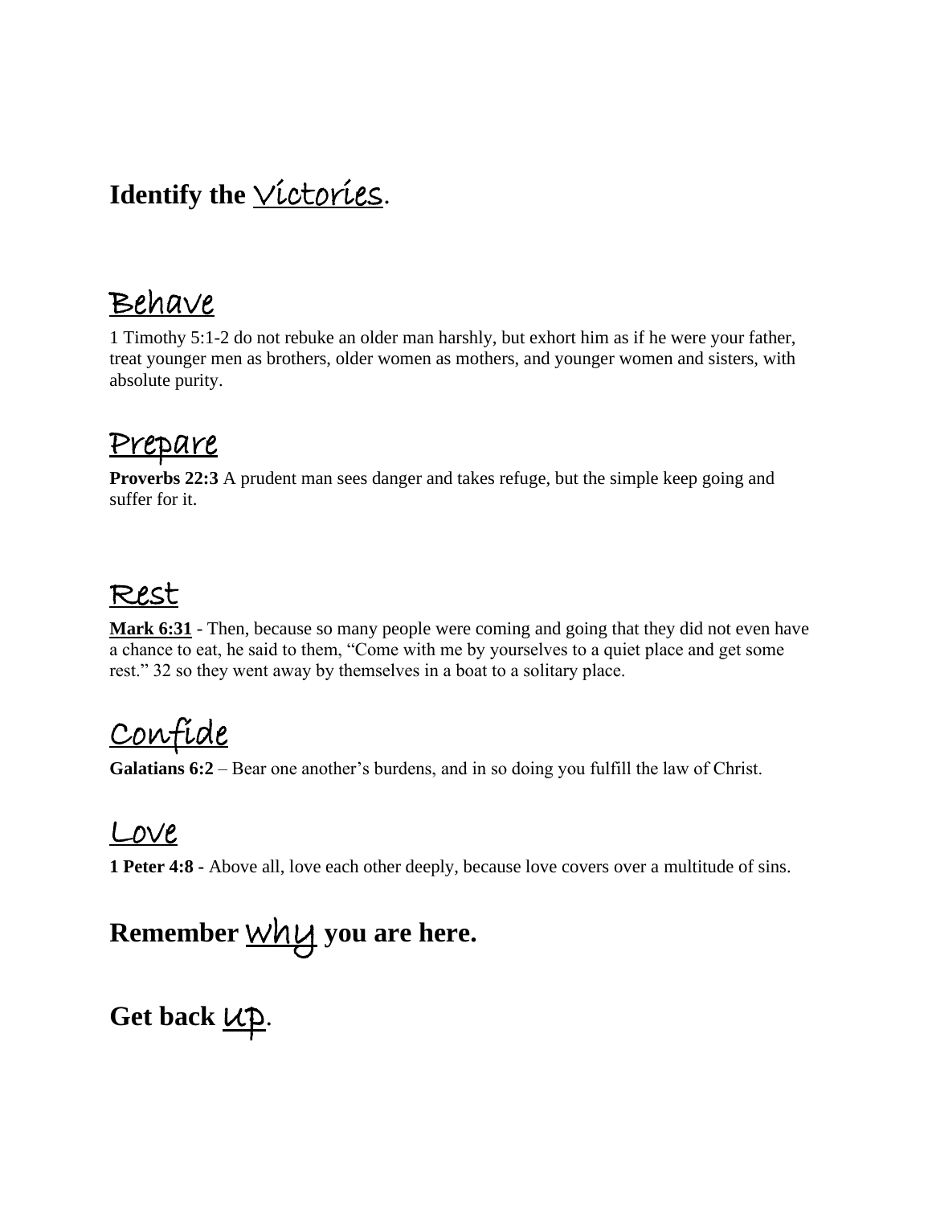## Identify the Victories.

## Behave

1 Timothy 5:1-2 do not rebuke an older man harshly, but exhort him as if he were your father, treat younger men as brothers, older women as mothers, and younger women and sisters, with absolute purity.

## Prepare

**Proverbs 22:3** A prudent man sees danger and takes refuge, but the simple keep going and suffer for it.

## Rest

**Mark 6:31** - Then, because so many people were coming and going that they did not even have a chance to eat, he said to them, "Come with me by yourselves to a quiet place and get some rest." 32 so they went away by themselves in a boat to a solitary place.

## Confide

**Galatians 6:2** – Bear one another's burdens, and in so doing you fulfill the law of Christ.

## Love

**1 Peter 4:8 -** Above all, love each other deeply, because love covers over a multitude of sins.

## Remember Why you are here.

## Get back up.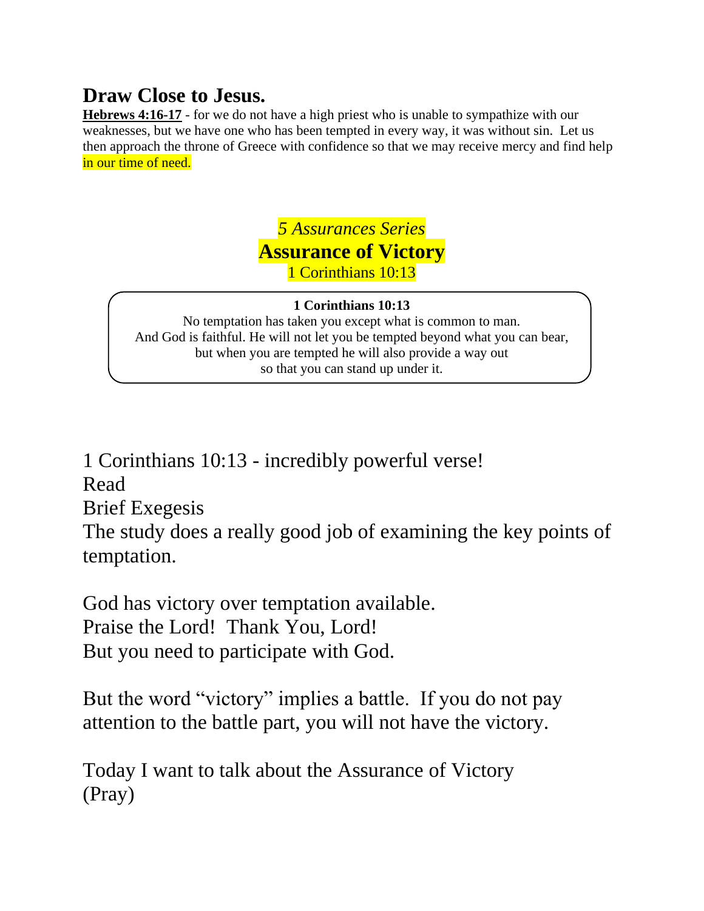# Draw Close to Jesus.

**Hebrews 4:16-17** - for we do not have a high priest who is unable to sympathize with our weaknesses, but we have one who has been tempted in every way, it was without sin. Let us then approach the throne of Greece with confidence so that we may receive mercy and find help in our time of need.

*5 Assurances Series*

**Assurance of Victory**

1 Corinthians 10:13

> **1 Corinthians 10:13**
> No temptation has taken you except what is common to man.
> And God is faithful. He will not let you be tempted beyond what you can bear,
> but when you are tempted he will also provide a way out
> so that you can stand up under it.

1 Corinthians 10:13 - incredibly powerful verse!
Read
Brief Exegesis
The study does a really good job of examining the key points of temptation.

God has victory over temptation available.
Praise the Lord! Thank You, Lord!
But you need to participate with God.

But the word "victory" implies a battle. If you do not pay attention to the battle part, you will not have the victory.

Today I want to talk about the Assurance of Victory
(Pray)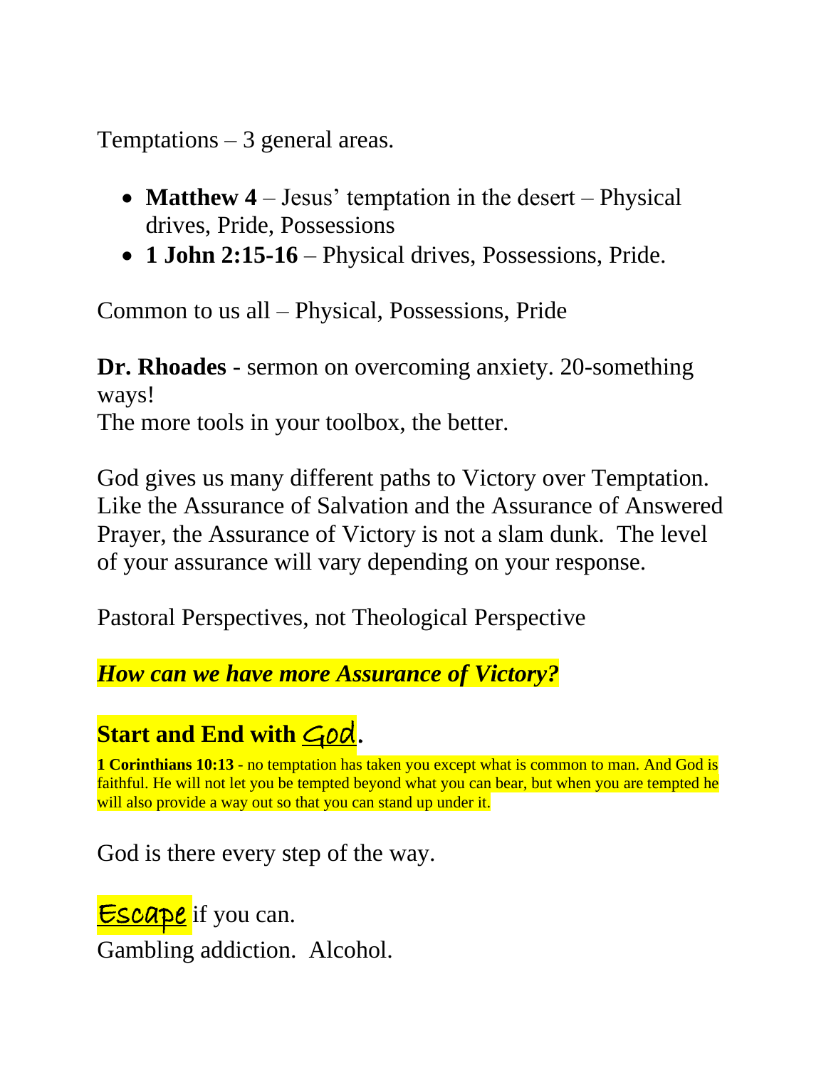Temptations – 3 general areas.

- **Matthew 4** – Jesus' temptation in the desert – Physical drives, Pride, Possessions
- **1 John 2:15-16** – Physical drives, Possessions, Pride.

Common to us all – Physical, Possessions, Pride

**Dr. Rhoades** - sermon on overcoming anxiety. 20-something ways!
The more tools in your toolbox, the better.

God gives us many different paths to Victory over Temptation. Like the Assurance of Salvation and the Assurance of Answered Prayer, the Assurance of Victory is not a slam dunk. The level of your assurance will vary depending on your response.

Pastoral Perspectives, not Theological Perspective

***How can we have more Assurance of Victory?***

## Start and End with God.

**1 Corinthians 10:13** - no temptation has taken you except what is common to man. And God is faithful. He will not let you be tempted beyond what you can bear, but when you are tempted he will also provide a way out so that you can stand up under it.

God is there every step of the way.

Escape if you can.
Gambling addiction. Alcohol.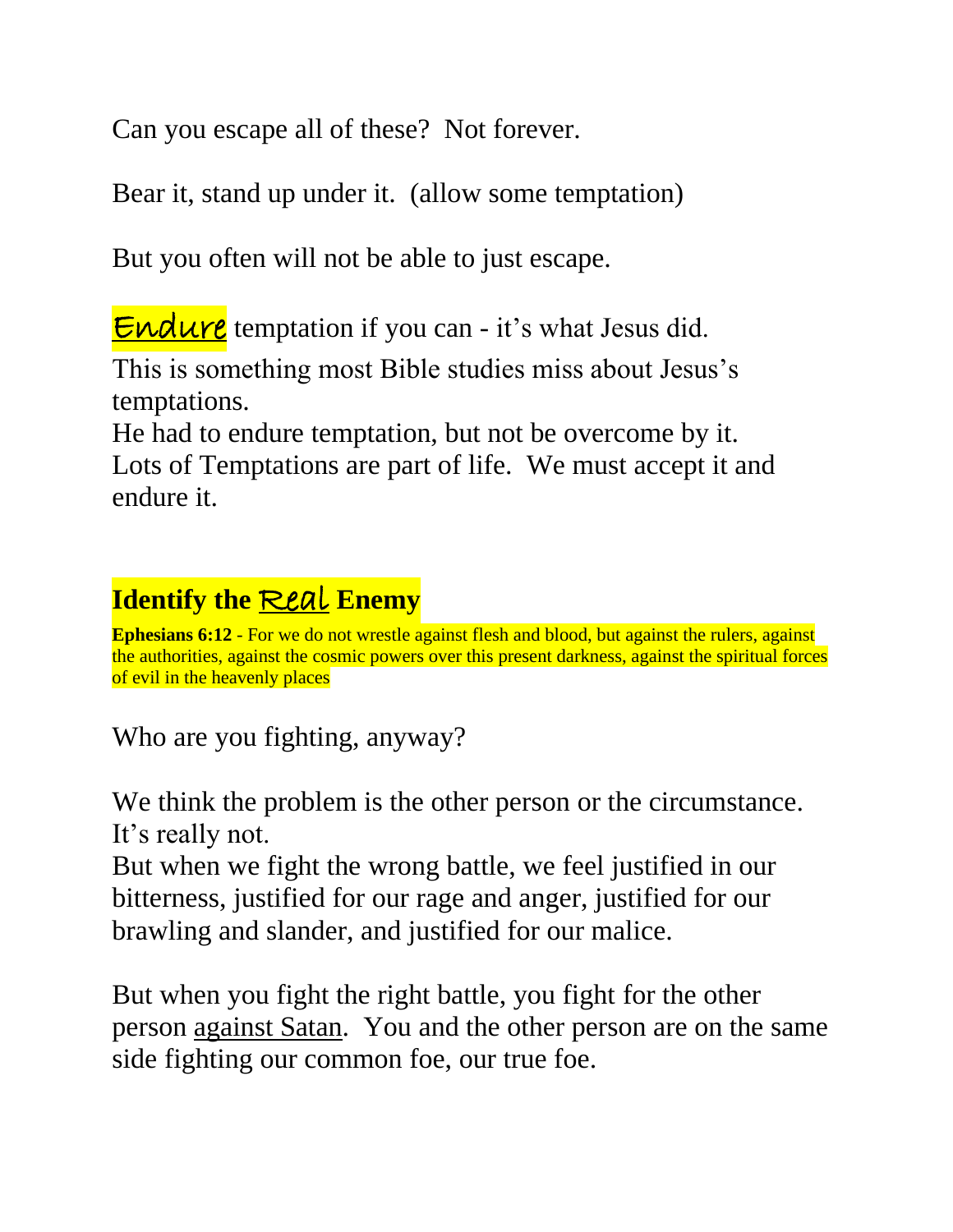Can you escape all of these? Not forever.

Bear it, stand up under it. (allow some temptation)

But you often will not be able to just escape.

Endure temptation if you can - it's what Jesus did.
This is something most Bible studies miss about Jesus's temptations.
He had to endure temptation, but not be overcome by it.
Lots of Temptations are part of life. We must accept it and endure it.

## Identify the Real Enemy

**Ephesians 6:12** - For we do not wrestle against flesh and blood, but against the rulers, against the authorities, against the cosmic powers over this present darkness, against the spiritual forces of evil in the heavenly places

Who are you fighting, anyway?

We think the problem is the other person or the circumstance. It's really not.
But when we fight the wrong battle, we feel justified in our bitterness, justified for our rage and anger, justified for our brawling and slander, and justified for our malice.

But when you fight the right battle, you fight for the other person against Satan. You and the other person are on the same side fighting our common foe, our true foe.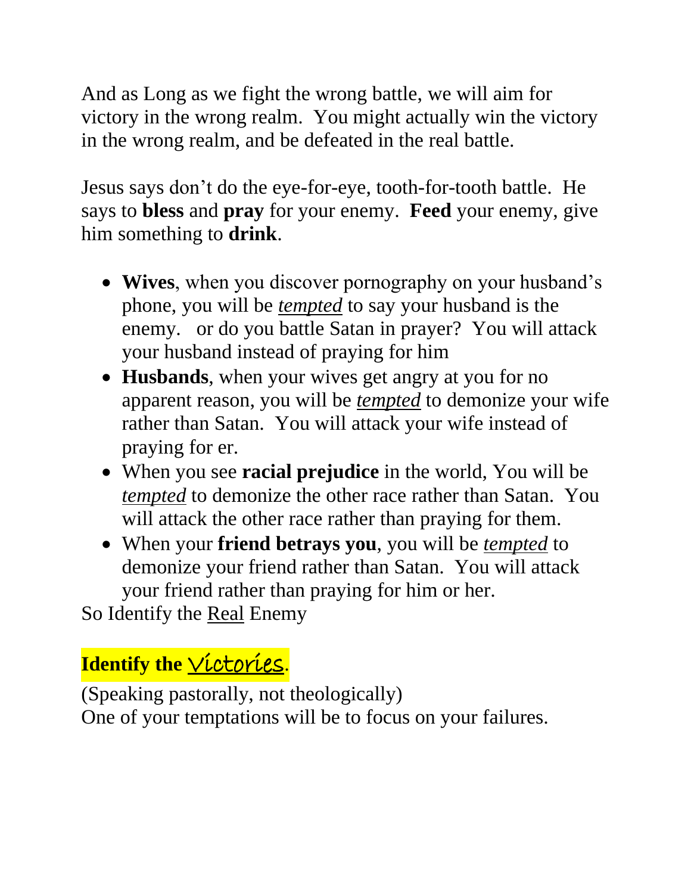And as Long as we fight the wrong battle, we will aim for victory in the wrong realm. You might actually win the victory in the wrong realm, and be defeated in the real battle.

Jesus says don't do the eye-for-eye, tooth-for-tooth battle. He says to **bless** and **pray** for your enemy. **Feed** your enemy, give him something to **drink**.

- **Wives**, when you discover pornography on your husband's phone, you will be ***tempted*** to say your husband is the enemy. or do you battle Satan in prayer? You will attack your husband instead of praying for him
- **Husbands**, when your wives get angry at you for no apparent reason, you will be ***tempted*** to demonize your wife rather than Satan. You will attack your wife instead of praying for er.
- When you see **racial prejudice** in the world, You will be ***tempted*** to demonize the other race rather than Satan. You will attack the other race rather than praying for them.
- When your **friend betrays you**, you will be ***tempted*** to demonize your friend rather than Satan. You will attack your friend rather than praying for him or her.

So Identify the Real Enemy

**Identify the Victories.**

(Speaking pastorally, not theologically)
One of your temptations will be to focus on your failures.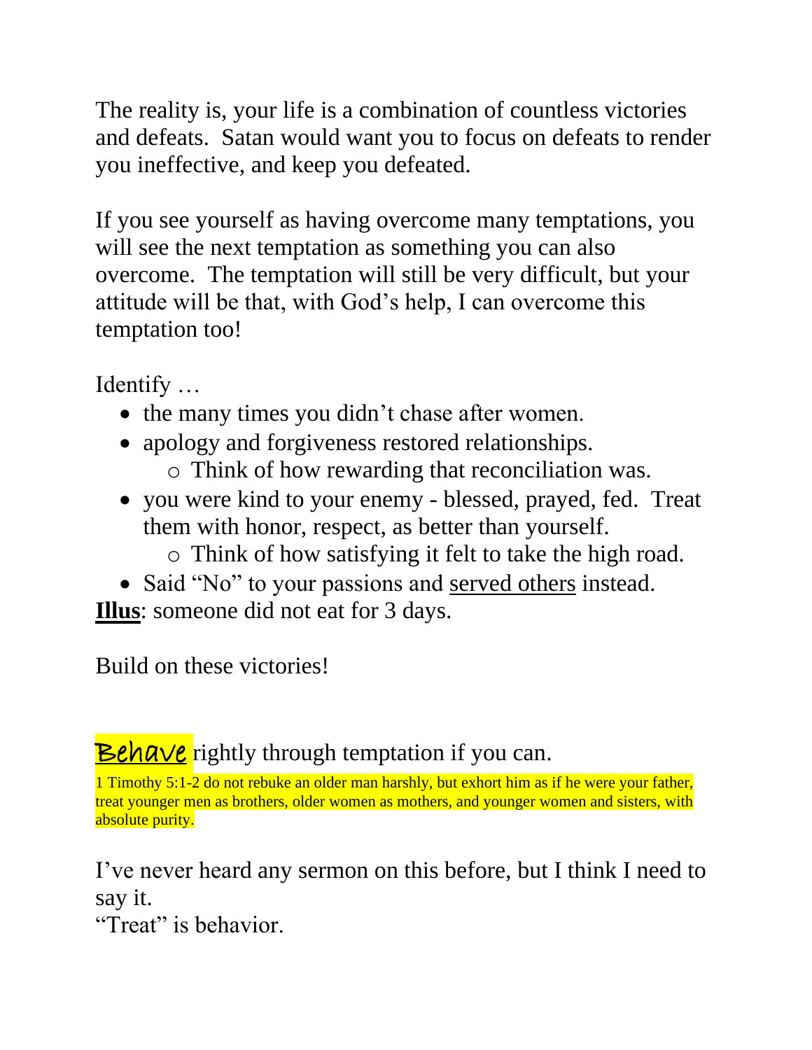The reality is, your life is a combination of countless victories and defeats. Satan would want you to focus on defeats to render you ineffective, and keep you defeated.

If you see yourself as having overcome many temptations, you will see the next temptation as something you can also overcome. The temptation will still be very difficult, but your attitude will be that, with God's help, I can overcome this temptation too!

Identify …

- the many times you didn't chase after women.
- apology and forgiveness restored relationships.
  - Think of how rewarding that reconciliation was.
- you were kind to your enemy - blessed, prayed, fed. Treat them with honor, respect, as better than yourself.
  - Think of how satisfying it felt to take the high road.
- Said "No" to your passions and served others instead.

**Illus**: someone did not eat for 3 days.

Build on these victories!

**Behave** rightly through temptation if you can.

1 Timothy 5:1-2 do not rebuke an older man harshly, but exhort him as if he were your father, treat younger men as brothers, older women as mothers, and younger women and sisters, with absolute purity.

I've never heard any sermon on this before, but I think I need to say it.

"Treat" is behavior.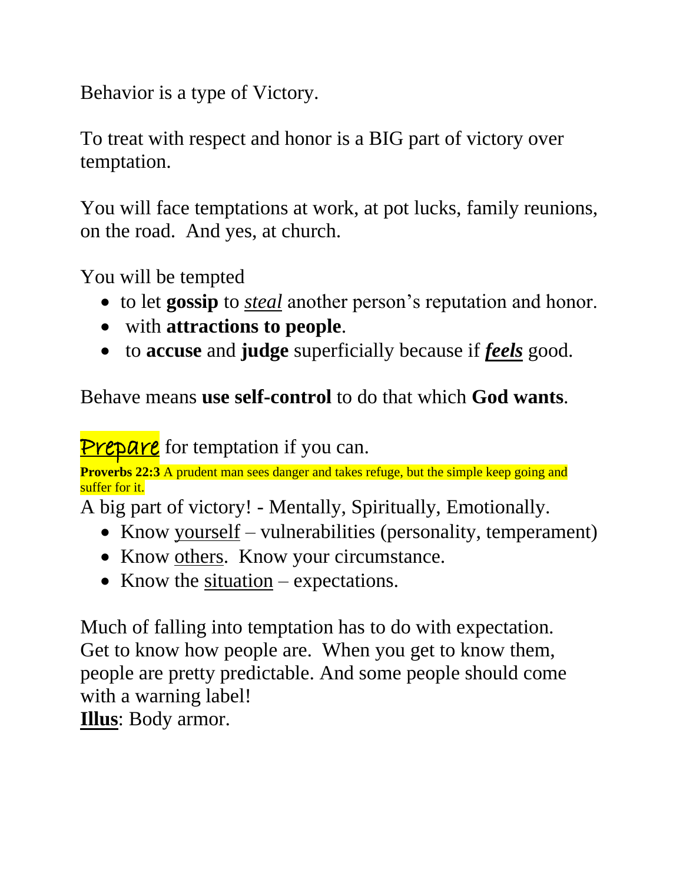Behavior is a type of Victory.

To treat with respect and honor is a BIG part of victory over temptation.

You will face temptations at work, at pot lucks, family reunions, on the road.  And yes, at church.

You will be tempted

- to let **gossip** to <u>*steal*</u> another person's reputation and honor.
- with **attractions to people**.
- to **accuse** and **judge** superficially because if <u>***feels***</u> good.

Behave means **use self-control** to do that which **God wants**.

<u>Prepare</u> for temptation if you can.

**Proverbs 22:3** A prudent man sees danger and takes refuge, but the simple keep going and suffer for it.

A big part of victory! - Mentally, Spiritually, Emotionally.

- Know <u>yourself</u> – vulnerabilities (personality, temperament)
- Know <u>others</u>.  Know your circumstance.
- Know the <u>situation</u> – expectations.

Much of falling into temptation has to do with expectation. Get to know how people are.  When you get to know them, people are pretty predictable. And some people should come with a warning label!

<u>**Illus**</u>: Body armor.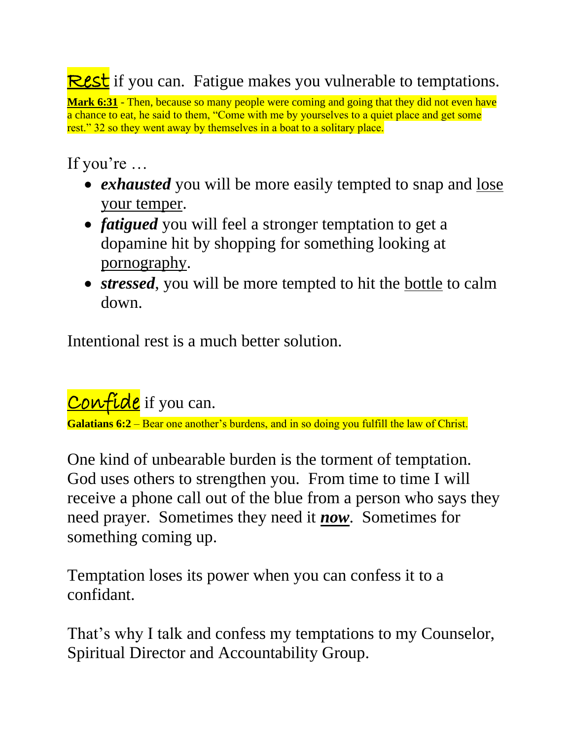**Rest** if you can. Fatigue makes you vulnerable to temptations.

**Mark 6:31** - Then, because so many people were coming and going that they did not even have a chance to eat, he said to them, "Come with me by yourselves to a quiet place and get some rest." 32 so they went away by themselves in a boat to a solitary place.

If you're …

- ***exhausted*** you will be more easily tempted to snap and lose your temper.
- ***fatigued*** you will feel a stronger temptation to get a dopamine hit by shopping for something looking at pornography.
- ***stressed***, you will be more tempted to hit the bottle to calm down.

Intentional rest is a much better solution.

**Confide** if you can.

**Galatians 6:2** – Bear one another's burdens, and in so doing you fulfill the law of Christ.

One kind of unbearable burden is the torment of temptation. God uses others to strengthen you. From time to time I will receive a phone call out of the blue from a person who says they need prayer. Sometimes they need it ***now***. Sometimes for something coming up.

Temptation loses its power when you can confess it to a confidant.

That's why I talk and confess my temptations to my Counselor, Spiritual Director and Accountability Group.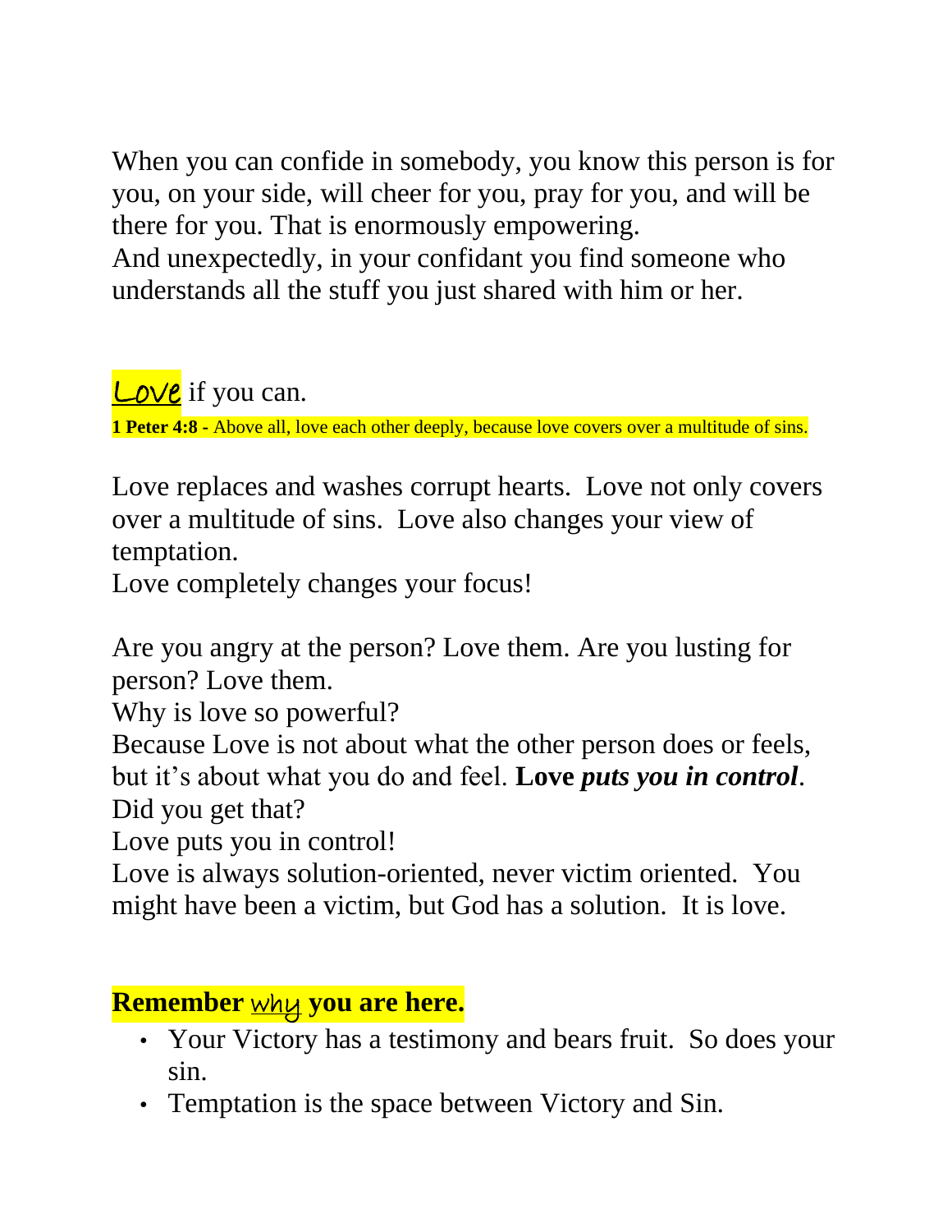When you can confide in somebody, you know this person is for you, on your side, will cheer for you, pray for you, and will be there for you. That is enormously empowering.
And unexpectedly, in your confidant you find someone who understands all the stuff you just shared with him or her.

Love if you can.

**1 Peter 4:8 -** Above all, love each other deeply, because love covers over a multitude of sins.

Love replaces and washes corrupt hearts. Love not only covers over a multitude of sins. Love also changes your view of temptation.
Love completely changes your focus!

Are you angry at the person? Love them. Are you lusting for person? Love them.
Why is love so powerful?
Because Love is not about what the other person does or feels, but it's about what you do and feel. **Love *puts you in control***.
Did you get that?
Love puts you in control!
Love is always solution-oriented, never victim oriented. You might have been a victim, but God has a solution. It is love.

## Remember why you are here.

- Your Victory has a testimony and bears fruit. So does your sin.
- Temptation is the space between Victory and Sin.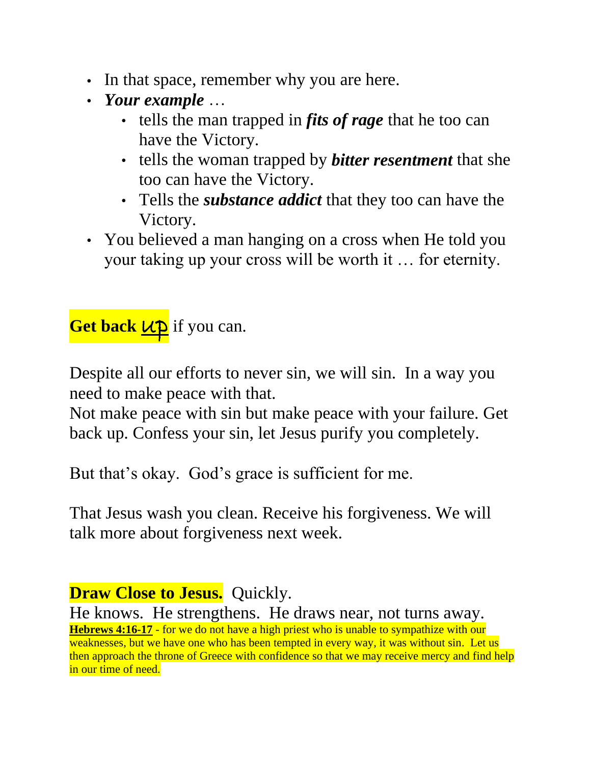- In that space, remember why you are here.
- ***Your example*** …
  - tells the man trapped in ***fits of rage*** that he too can have the Victory.
  - tells the woman trapped by ***bitter resentment*** that she too can have the Victory.
  - Tells the ***substance addict*** that they too can have the Victory.
- You believed a man hanging on a cross when He told you your taking up your cross will be worth it … for eternity.

**Get back <u>up</u>** if you can.

Despite all our efforts to never sin, we will sin. In a way you need to make peace with that.
Not make peace with sin but make peace with your failure. Get back up. Confess your sin, let Jesus purify you completely.

But that's okay. God's grace is sufficient for me.

That Jesus wash you clean. Receive his forgiveness. We will talk more about forgiveness next week.

**Draw Close to Jesus.** Quickly.
He knows. He strengthens. He draws near, not turns away.
**<u>Hebrews 4:16-17</u>** - for we do not have a high priest who is unable to sympathize with our weaknesses, but we have one who has been tempted in every way, it was without sin. Let us then approach the throne of Greece with confidence so that we may receive mercy and find help in our time of need.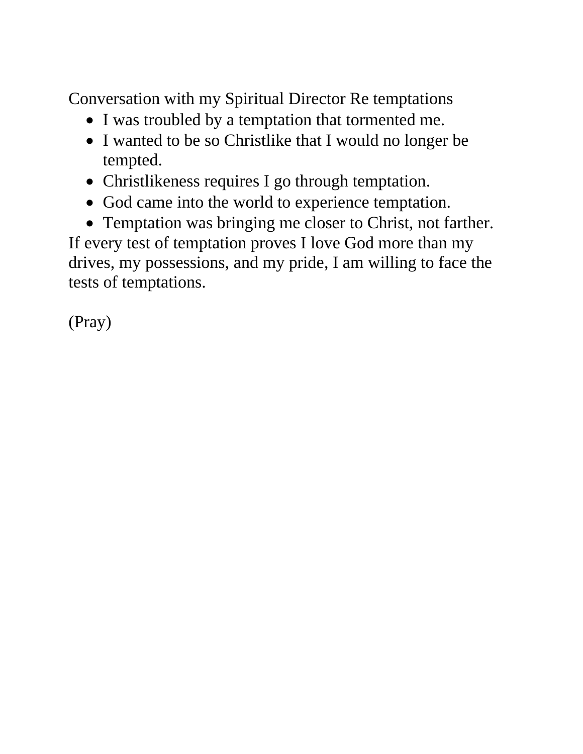Conversation with my Spiritual Director Re temptations

- I was troubled by a temptation that tormented me.
- I wanted to be so Christlike that I would no longer be tempted.
- Christlikeness requires I go through temptation.
- God came into the world to experience temptation.
- Temptation was bringing me closer to Christ, not farther.

If every test of temptation proves I love God more than my drives, my possessions, and my pride, I am willing to face the tests of temptations.

(Pray)